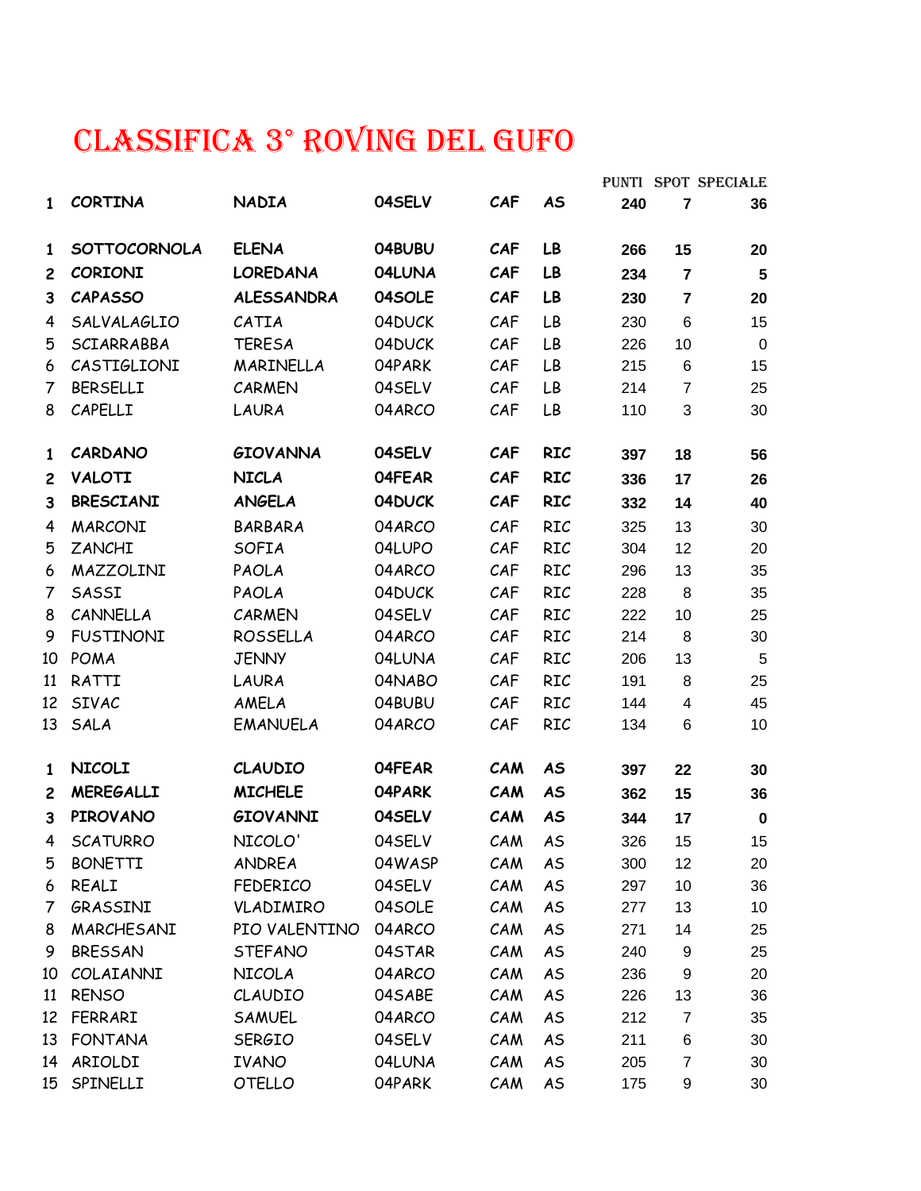# CLASSIFICA 3° ROVING DEL GUFO

| | | | | | | PUNTI | SPOT | SPECIALE |
|---|---|---|---|---|---|---|---|---|
| **1** | **CORTINA** | **NADIA** | **04SELV** | **CAF** | **AS** | **240** | **7** | **36** |
| | | | | | | | | |
| **1** | **SOTTOCORNOLA** | **ELENA** | **04BUBU** | **CAF** | **LB** | **266** | **15** | **20** |
| **2** | **CORIONI** | **LOREDANA** | **04LUNA** | **CAF** | **LB** | **234** | **7** | **5** |
| **3** | **CAPASSO** | **ALESSANDRA** | **04SOLE** | **CAF** | **LB** | **230** | **7** | **20** |
| 4 | SALVALAGLIO | CATIA | 04DUCK | CAF | LB | 230 | 6 | 15 |
| 5 | SCIARRABBA | TERESA | 04DUCK | CAF | LB | 226 | 10 | 0 |
| 6 | CASTIGLIONI | MARINELLA | 04PARK | CAF | LB | 215 | 6 | 15 |
| 7 | BERSELLI | CARMEN | 04SELV | CAF | LB | 214 | 7 | 25 |
| 8 | CAPELLI | LAURA | 04ARCO | CAF | LB | 110 | 3 | 30 |
| | | | | | | | | |
| **1** | **CARDANO** | **GIOVANNA** | **04SELV** | **CAF** | **RIC** | **397** | **18** | **56** |
| **2** | **VALOTI** | **NICLA** | **04FEAR** | **CAF** | **RIC** | **336** | **17** | **26** |
| **3** | **BRESCIANI** | **ANGELA** | **04DUCK** | **CAF** | **RIC** | **332** | **14** | **40** |
| 4 | MARCONI | BARBARA | 04ARCO | CAF | RIC | 325 | 13 | 30 |
| 5 | ZANCHI | SOFIA | 04LUPO | CAF | RIC | 304 | 12 | 20 |
| 6 | MAZZOLINI | PAOLA | 04ARCO | CAF | RIC | 296 | 13 | 35 |
| 7 | SASSI | PAOLA | 04DUCK | CAF | RIC | 228 | 8 | 35 |
| 8 | CANNELLA | CARMEN | 04SELV | CAF | RIC | 222 | 10 | 25 |
| 9 | FUSTINONI | ROSSELLA | 04ARCO | CAF | RIC | 214 | 8 | 30 |
| 10 | POMA | JENNY | 04LUNA | CAF | RIC | 206 | 13 | 5 |
| 11 | RATTI | LAURA | 04NABO | CAF | RIC | 191 | 8 | 25 |
| 12 | SIVAC | AMELA | 04BUBU | CAF | RIC | 144 | 4 | 45 |
| 13 | SALA | EMANUELA | 04ARCO | CAF | RIC | 134 | 6 | 10 |
| | | | | | | | | |
| **1** | **NICOLI** | **CLAUDIO** | **04FEAR** | **CAM** | **AS** | **397** | **22** | **30** |
| **2** | **MEREGALLI** | **MICHELE** | **04PARK** | **CAM** | **AS** | **362** | **15** | **36** |
| **3** | **PIROVANO** | **GIOVANNI** | **04SELV** | **CAM** | **AS** | **344** | **17** | **0** |
| 4 | SCATURRO | NICOLO' | 04SELV | CAM | AS | 326 | 15 | 15 |
| 5 | BONETTI | ANDREA | 04WASP | CAM | AS | 300 | 12 | 20 |
| 6 | REALI | FEDERICO | 04SELV | CAM | AS | 297 | 10 | 36 |
| 7 | GRASSINI | VLADIMIRO | 04SOLE | CAM | AS | 277 | 13 | 10 |
| 8 | MARCHESANI | PIO VALENTINO | 04ARCO | CAM | AS | 271 | 14 | 25 |
| 9 | BRESSAN | STEFANO | 04STAR | CAM | AS | 240 | 9 | 25 |
| 10 | COLAIANNI | NICOLA | 04ARCO | CAM | AS | 236 | 9 | 20 |
| 11 | RENSO | CLAUDIO | 04SABE | CAM | AS | 226 | 13 | 36 |
| 12 | FERRARI | SAMUEL | 04ARCO | CAM | AS | 212 | 7 | 35 |
| 13 | FONTANA | SERGIO | 04SELV | CAM | AS | 211 | 6 | 30 |
| 14 | ARIOLDI | IVANO | 04LUNA | CAM | AS | 205 | 7 | 30 |
| 15 | SPINELLI | OTELLO | 04PARK | CAM | AS | 175 | 9 | 30 |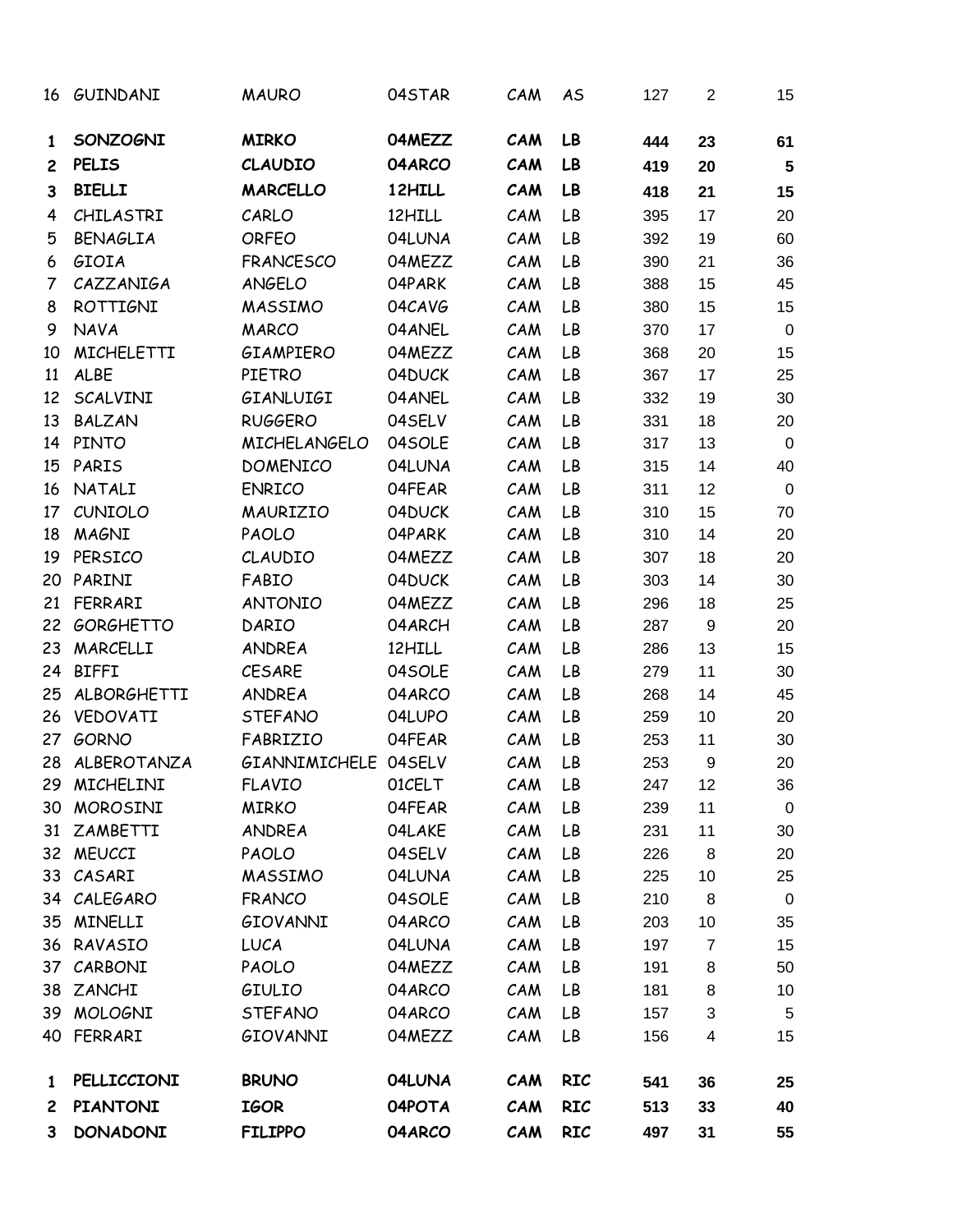| | | | | | | | | |
|---|---|---|---|---|---|---|---|---|
| 16 | GUINDANI | MAURO | 04STAR | CAM | AS | 127 | 2 | 15 |
| **1** | **SONZOGNI** | **MIRKO** | **04MEZZ** | **CAM** | **LB** | **444** | **23** | **61** |
| **2** | **PELIS** | **CLAUDIO** | **04ARCO** | **CAM** | **LB** | **419** | **20** | **5** |
| **3** | **BIELLI** | **MARCELLO** | **12HILL** | **CAM** | **LB** | **418** | **21** | **15** |
| 4 | CHILASTRI | CARLO | 12HILL | CAM | LB | 395 | 17 | 20 |
| 5 | BENAGLIA | ORFEO | 04LUNA | CAM | LB | 392 | 19 | 60 |
| 6 | GIOIA | FRANCESCO | 04MEZZ | CAM | LB | 390 | 21 | 36 |
| 7 | CAZZANIGA | ANGELO | 04PARK | CAM | LB | 388 | 15 | 45 |
| 8 | ROTTIGNI | MASSIMO | 04CAVG | CAM | LB | 380 | 15 | 15 |
| 9 | NAVA | MARCO | 04ANEL | CAM | LB | 370 | 17 | 0 |
| 10 | MICHELETTI | GIAMPIERO | 04MEZZ | CAM | LB | 368 | 20 | 15 |
| 11 | ALBE | PIETRO | 04DUCK | CAM | LB | 367 | 17 | 25 |
| 12 | SCALVINI | GIANLUIGI | 04ANEL | CAM | LB | 332 | 19 | 30 |
| 13 | BALZAN | RUGGERO | 04SELV | CAM | LB | 331 | 18 | 20 |
| 14 | PINTO | MICHELANGELO | 04SOLE | CAM | LB | 317 | 13 | 0 |
| 15 | PARIS | DOMENICO | 04LUNA | CAM | LB | 315 | 14 | 40 |
| 16 | NATALI | ENRICO | 04FEAR | CAM | LB | 311 | 12 | 0 |
| 17 | CUNIOLO | MAURIZIO | 04DUCK | CAM | LB | 310 | 15 | 70 |
| 18 | MAGNI | PAOLO | 04PARK | CAM | LB | 310 | 14 | 20 |
| 19 | PERSICO | CLAUDIO | 04MEZZ | CAM | LB | 307 | 18 | 20 |
| 20 | PARINI | FABIO | 04DUCK | CAM | LB | 303 | 14 | 30 |
| 21 | FERRARI | ANTONIO | 04MEZZ | CAM | LB | 296 | 18 | 25 |
| 22 | GORGHETTO | DARIO | 04ARCH | CAM | LB | 287 | 9 | 20 |
| 23 | MARCELLI | ANDREA | 12HILL | CAM | LB | 286 | 13 | 15 |
| 24 | BIFFI | CESARE | 04SOLE | CAM | LB | 279 | 11 | 30 |
| 25 | ALBORGHETTI | ANDREA | 04ARCO | CAM | LB | 268 | 14 | 45 |
| 26 | VEDOVATI | STEFANO | 04LUPO | CAM | LB | 259 | 10 | 20 |
| 27 | GORNO | FABRIZIO | 04FEAR | CAM | LB | 253 | 11 | 30 |
| 28 | ALBEROTANZA | GIANNIMICHELE | 04SELV | CAM | LB | 253 | 9 | 20 |
| 29 | MICHELINI | FLAVIO | 01CELT | CAM | LB | 247 | 12 | 36 |
| 30 | MOROSINI | MIRKO | 04FEAR | CAM | LB | 239 | 11 | 0 |
| 31 | ZAMBETTI | ANDREA | 04LAKE | CAM | LB | 231 | 11 | 30 |
| 32 | MEUCCI | PAOLO | 04SELV | CAM | LB | 226 | 8 | 20 |
| 33 | CASARI | MASSIMO | 04LUNA | CAM | LB | 225 | 10 | 25 |
| 34 | CALEGARO | FRANCO | 04SOLE | CAM | LB | 210 | 8 | 0 |
| 35 | MINELLI | GIOVANNI | 04ARCO | CAM | LB | 203 | 10 | 35 |
| 36 | RAVASIO | LUCA | 04LUNA | CAM | LB | 197 | 7 | 15 |
| 37 | CARBONI | PAOLO | 04MEZZ | CAM | LB | 191 | 8 | 50 |
| 38 | ZANCHI | GIULIO | 04ARCO | CAM | LB | 181 | 8 | 10 |
| 39 | MOLOGNI | STEFANO | 04ARCO | CAM | LB | 157 | 3 | 5 |
| 40 | FERRARI | GIOVANNI | 04MEZZ | CAM | LB | 156 | 4 | 15 |
| **1** | **PELLICCIONI** | **BRUNO** | **04LUNA** | **CAM** | **RIC** | **541** | **36** | **25** |
| **2** | **PIANTONI** | **IGOR** | **04POTA** | **CAM** | **RIC** | **513** | **33** | **40** |
| **3** | **DONADONI** | **FILIPPO** | **04ARCO** | **CAM** | **RIC** | **497** | **31** | **55** |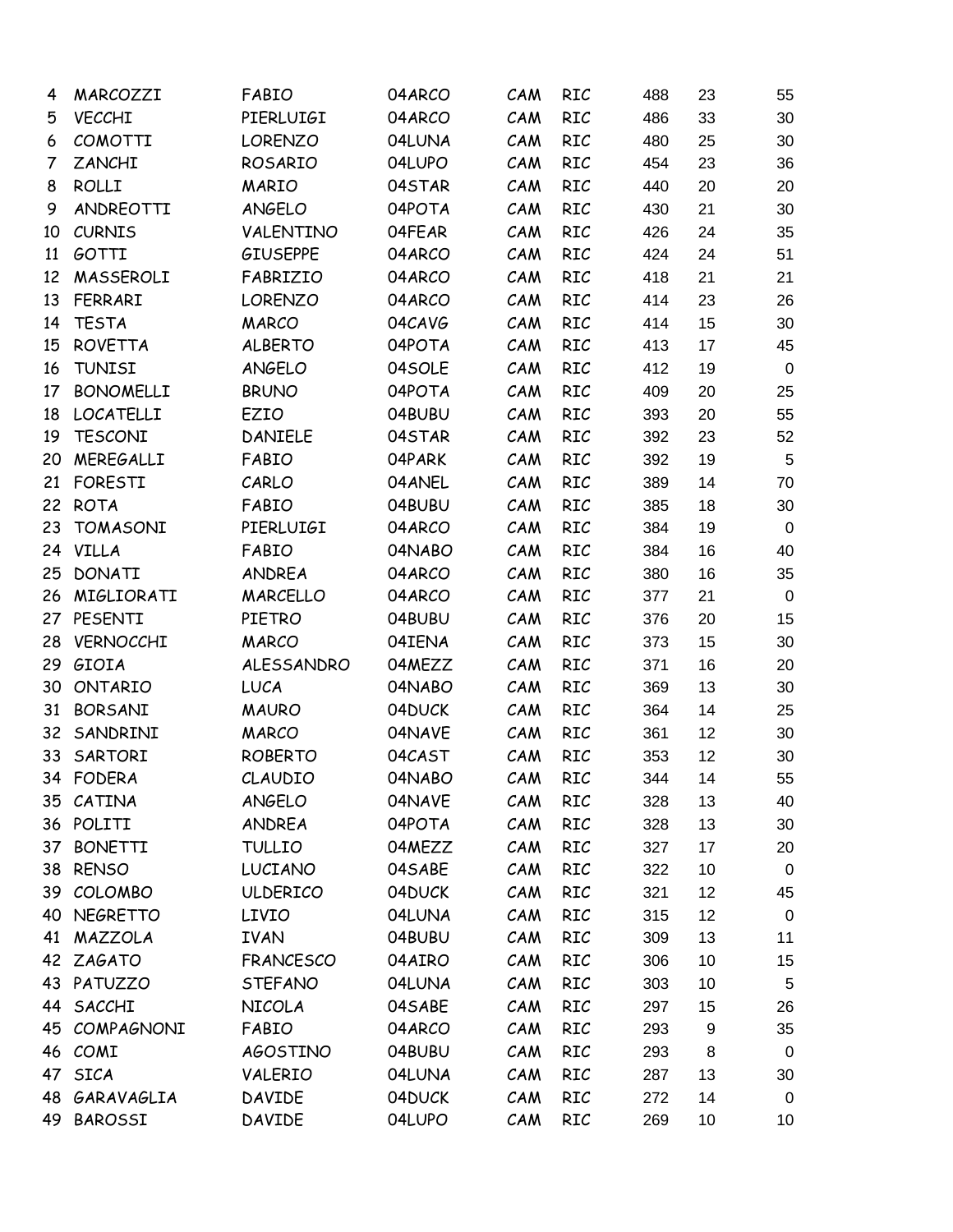| | | | | | | | | |
|---|---|---|---|---|---|---|---|---|
| 4 | MARCOZZI | FABIO | 04ARCO | CAM | RIC | 488 | 23 | 55 |
| 5 | VECCHI | PIERLUIGI | 04ARCO | CAM | RIC | 486 | 33 | 30 |
| 6 | COMOTTI | LORENZO | 04LUNA | CAM | RIC | 480 | 25 | 30 |
| 7 | ZANCHI | ROSARIO | 04LUPO | CAM | RIC | 454 | 23 | 36 |
| 8 | ROLLI | MARIO | 04STAR | CAM | RIC | 440 | 20 | 20 |
| 9 | ANDREOTTI | ANGELO | 04POTA | CAM | RIC | 430 | 21 | 30 |
| 10 | CURNIS | VALENTINO | 04FEAR | CAM | RIC | 426 | 24 | 35 |
| 11 | GOTTI | GIUSEPPE | 04ARCO | CAM | RIC | 424 | 24 | 51 |
| 12 | MASSEROLI | FABRIZIO | 04ARCO | CAM | RIC | 418 | 21 | 21 |
| 13 | FERRARI | LORENZO | 04ARCO | CAM | RIC | 414 | 23 | 26 |
| 14 | TESTA | MARCO | 04CAVG | CAM | RIC | 414 | 15 | 30 |
| 15 | ROVETTA | ALBERTO | 04POTA | CAM | RIC | 413 | 17 | 45 |
| 16 | TUNISI | ANGELO | 04SOLE | CAM | RIC | 412 | 19 | 0 |
| 17 | BONOMELLI | BRUNO | 04POTA | CAM | RIC | 409 | 20 | 25 |
| 18 | LOCATELLI | EZIO | 04BUBU | CAM | RIC | 393 | 20 | 55 |
| 19 | TESCONI | DANIELE | 04STAR | CAM | RIC | 392 | 23 | 52 |
| 20 | MEREGALLI | FABIO | 04PARK | CAM | RIC | 392 | 19 | 5 |
| 21 | FORESTI | CARLO | 04ANEL | CAM | RIC | 389 | 14 | 70 |
| 22 | ROTA | FABIO | 04BUBU | CAM | RIC | 385 | 18 | 30 |
| 23 | TOMASONI | PIERLUIGI | 04ARCO | CAM | RIC | 384 | 19 | 0 |
| 24 | VILLA | FABIO | 04NABO | CAM | RIC | 384 | 16 | 40 |
| 25 | DONATI | ANDREA | 04ARCO | CAM | RIC | 380 | 16 | 35 |
| 26 | MIGLIORATI | MARCELLO | 04ARCO | CAM | RIC | 377 | 21 | 0 |
| 27 | PESENTI | PIETRO | 04BUBU | CAM | RIC | 376 | 20 | 15 |
| 28 | VERNOCCHI | MARCO | 04IENA | CAM | RIC | 373 | 15 | 30 |
| 29 | GIOIA | ALESSANDRO | 04MEZZ | CAM | RIC | 371 | 16 | 20 |
| 30 | ONTARIO | LUCA | 04NABO | CAM | RIC | 369 | 13 | 30 |
| 31 | BORSANI | MAURO | 04DUCK | CAM | RIC | 364 | 14 | 25 |
| 32 | SANDRINI | MARCO | 04NAVE | CAM | RIC | 361 | 12 | 30 |
| 33 | SARTORI | ROBERTO | 04CAST | CAM | RIC | 353 | 12 | 30 |
| 34 | FODERA | CLAUDIO | 04NABO | CAM | RIC | 344 | 14 | 55 |
| 35 | CATINA | ANGELO | 04NAVE | CAM | RIC | 328 | 13 | 40 |
| 36 | POLITI | ANDREA | 04POTA | CAM | RIC | 328 | 13 | 30 |
| 37 | BONETTI | TULLIO | 04MEZZ | CAM | RIC | 327 | 17 | 20 |
| 38 | RENSO | LUCIANO | 04SABE | CAM | RIC | 322 | 10 | 0 |
| 39 | COLOMBO | ULDERICO | 04DUCK | CAM | RIC | 321 | 12 | 45 |
| 40 | NEGRETTO | LIVIO | 04LUNA | CAM | RIC | 315 | 12 | 0 |
| 41 | MAZZOLA | IVAN | 04BUBU | CAM | RIC | 309 | 13 | 11 |
| 42 | ZAGATO | FRANCESCO | 04AIRO | CAM | RIC | 306 | 10 | 15 |
| 43 | PATUZZO | STEFANO | 04LUNA | CAM | RIC | 303 | 10 | 5 |
| 44 | SACCHI | NICOLA | 04SABE | CAM | RIC | 297 | 15 | 26 |
| 45 | COMPAGNONI | FABIO | 04ARCO | CAM | RIC | 293 | 9 | 35 |
| 46 | COMI | AGOSTINO | 04BUBU | CAM | RIC | 293 | 8 | 0 |
| 47 | SICA | VALERIO | 04LUNA | CAM | RIC | 287 | 13 | 30 |
| 48 | GARAVAGLIA | DAVIDE | 04DUCK | CAM | RIC | 272 | 14 | 0 |
| 49 | BAROSSI | DAVIDE | 04LUPO | CAM | RIC | 269 | 10 | 10 |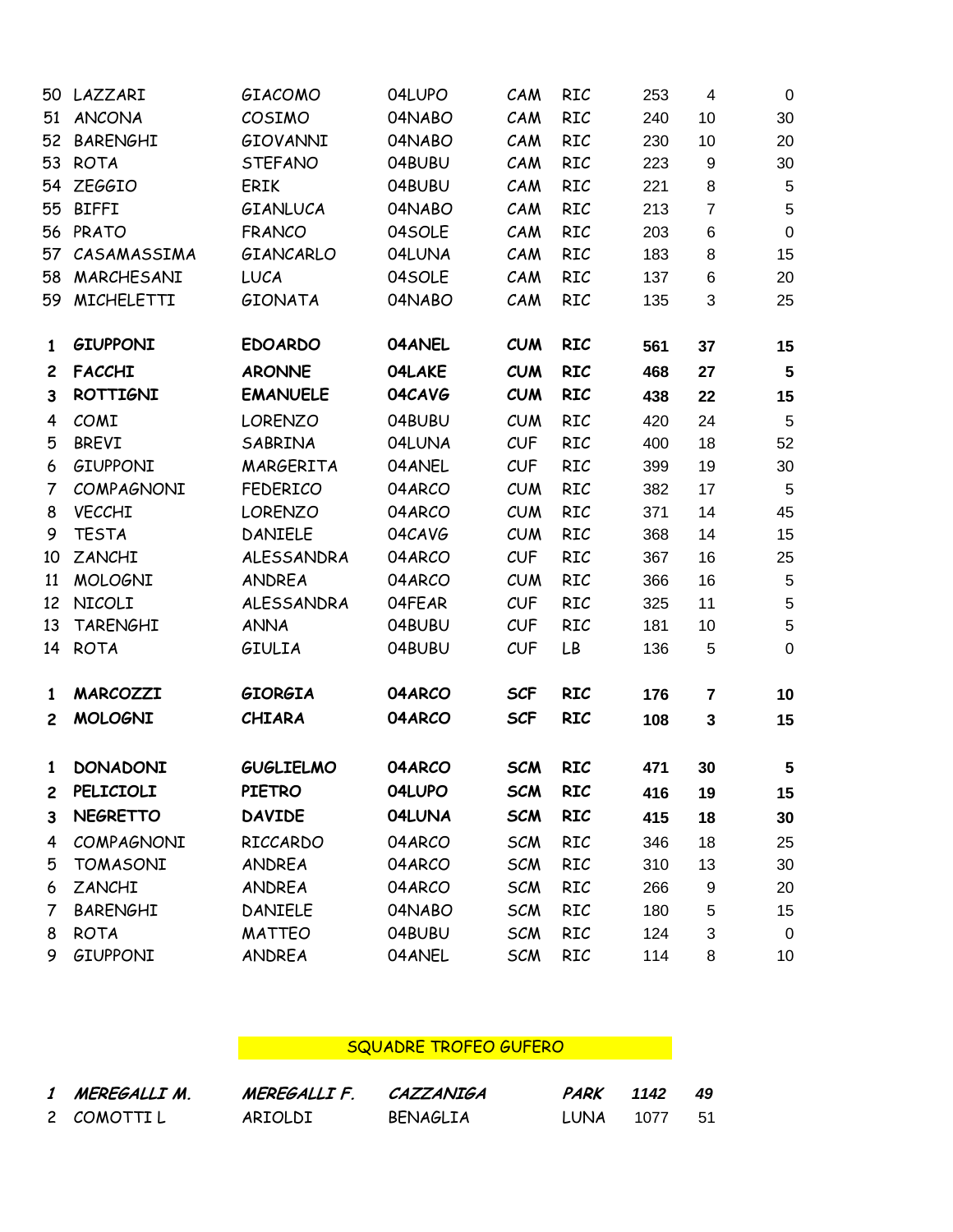| | | | | | | | | |
|---|---|---|---|---|---|---|---|---|
| 50 | LAZZARI | GIACOMO | 04LUPO | CAM | RIC | 253 | 4 | 0 |
| 51 | ANCONA | COSIMO | 04NABO | CAM | RIC | 240 | 10 | 30 |
| 52 | BARENGHI | GIOVANNI | 04NABO | CAM | RIC | 230 | 10 | 20 |
| 53 | ROTA | STEFANO | 04BUBU | CAM | RIC | 223 | 9 | 30 |
| 54 | ZEGGIO | ERIK | 04BUBU | CAM | RIC | 221 | 8 | 5 |
| 55 | BIFFI | GIANLUCA | 04NABO | CAM | RIC | 213 | 7 | 5 |
| 56 | PRATO | FRANCO | 04SOLE | CAM | RIC | 203 | 6 | 0 |
| 57 | CASAMASSIMA | GIANCARLO | 04LUNA | CAM | RIC | 183 | 8 | 15 |
| 58 | MARCHESANI | LUCA | 04SOLE | CAM | RIC | 137 | 6 | 20 |
| 59 | MICHELETTI | GIONATA | 04NABO | CAM | RIC | 135 | 3 | 25 |

| | | | | | | | | |
|---|---|---|---|---|---|---|---|---|
| **1** | **GIUPPONI** | **EDOARDO** | **04ANEL** | **CUM** | **RIC** | **561** | **37** | **15** |
| **2** | **FACCHI** | **ARONNE** | **04LAKE** | **CUM** | **RIC** | **468** | **27** | **5** |
| **3** | **ROTTIGNI** | **EMANUELE** | **04CAVG** | **CUM** | **RIC** | **438** | **22** | **15** |
| 4 | COMI | LORENZO | 04BUBU | CUM | RIC | 420 | 24 | 5 |
| 5 | BREVI | SABRINA | 04LUNA | CUF | RIC | 400 | 18 | 52 |
| 6 | GIUPPONI | MARGERITA | 04ANEL | CUF | RIC | 399 | 19 | 30 |
| 7 | COMPAGNONI | FEDERICO | 04ARCO | CUM | RIC | 382 | 17 | 5 |
| 8 | VECCHI | LORENZO | 04ARCO | CUM | RIC | 371 | 14 | 45 |
| 9 | TESTA | DANIELE | 04CAVG | CUM | RIC | 368 | 14 | 15 |
| 10 | ZANCHI | ALESSANDRA | 04ARCO | CUF | RIC | 367 | 16 | 25 |
| 11 | MOLOGNI | ANDREA | 04ARCO | CUM | RIC | 366 | 16 | 5 |
| 12 | NICOLI | ALESSANDRA | 04FEAR | CUF | RIC | 325 | 11 | 5 |
| 13 | TARENGHI | ANNA | 04BUBU | CUF | RIC | 181 | 10 | 5 |
| 14 | ROTA | GIULIA | 04BUBU | CUF | LB | 136 | 5 | 0 |

| | | | | | | | | |
|---|---|---|---|---|---|---|---|---|
| **1** | **MARCOZZI** | **GIORGIA** | **04ARCO** | **SCF** | **RIC** | **176** | **7** | **10** |
| **2** | **MOLOGNI** | **CHIARA** | **04ARCO** | **SCF** | **RIC** | **108** | **3** | **15** |

| | | | | | | | | |
|---|---|---|---|---|---|---|---|---|
| **1** | **DONADONI** | **GUGLIELMO** | **04ARCO** | **SCM** | **RIC** | **471** | **30** | **5** |
| **2** | **PELICIOLI** | **PIETRO** | **04LUPO** | **SCM** | **RIC** | **416** | **19** | **15** |
| **3** | **NEGRETTO** | **DAVIDE** | **04LUNA** | **SCM** | **RIC** | **415** | **18** | **30** |
| 4 | COMPAGNONI | RICCARDO | 04ARCO | SCM | RIC | 346 | 18 | 25 |
| 5 | TOMASONI | ANDREA | 04ARCO | SCM | RIC | 310 | 13 | 30 |
| 6 | ZANCHI | ANDREA | 04ARCO | SCM | RIC | 266 | 9 | 20 |
| 7 | BARENGHI | DANIELE | 04NABO | SCM | RIC | 180 | 5 | 15 |
| 8 | ROTA | MATTEO | 04BUBU | SCM | RIC | 124 | 3 | 0 |
| 9 | GIUPPONI | ANDREA | 04ANEL | SCM | RIC | 114 | 8 | 10 |

## SQUADRE TROFEO GUFERO

| | | | | | | |
|---|---|---|---|---|---|---|
| ***1*** | ***MEREGALLI M.*** | ***MEREGALLI F.*** | ***CAZZANIGA*** | ***PARK*** | ***1142*** | ***49*** |
| 2 | COMOTTI L | ARIOLDI | BENAGLIA | LUNA | 1077 | 51 |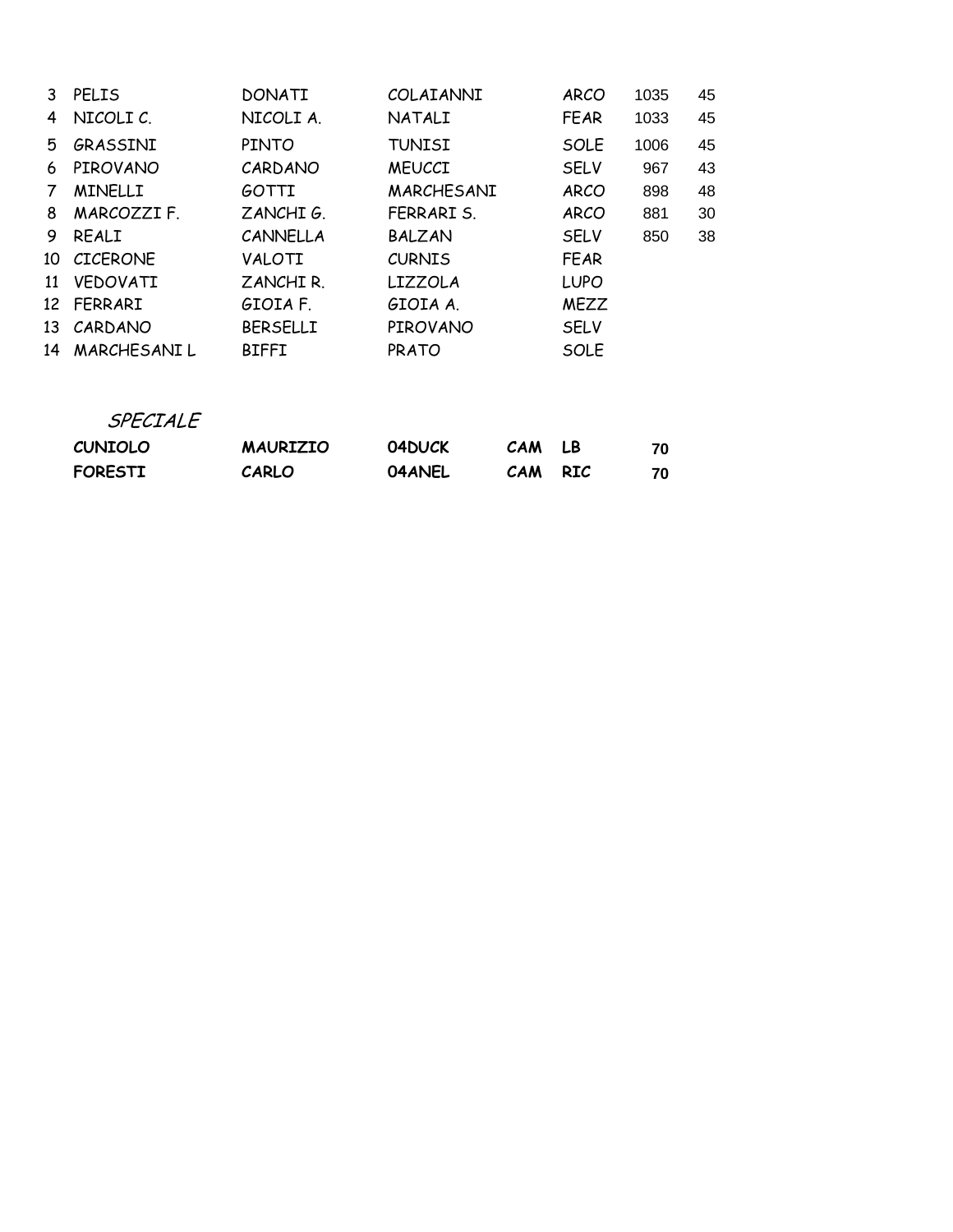| | | | | | | |
|---|---|---|---|---|---|---|
| 3 | PELIS | DONATI | COLAIANNI | ARCO | 1035 | 45 |
| 4 | NICOLI C. | NICOLI A. | NATALI | FEAR | 1033 | 45 |
| 5 | GRASSINI | PINTO | TUNISI | SOLE | 1006 | 45 |
| 6 | PIROVANO | CARDANO | MEUCCI | SELV | 967 | 43 |
| 7 | MINELLI | GOTTI | MARCHESANI | ARCO | 898 | 48 |
| 8 | MARCOZZI F. | ZANCHI G. | FERRARI S. | ARCO | 881 | 30 |
| 9 | REALI | CANNELLA | BALZAN | SELV | 850 | 38 |
| 10 | CICERONE | VALOTI | CURNIS | FEAR | | |
| 11 | VEDOVATI | ZANCHI R. | LIZZOLA | LUPO | | |
| 12 | FERRARI | GIOIA F. | GIOIA A. | MEZZ | | |
| 13 | CARDANO | BERSELLI | PIROVANO | SELV | | |
| 14 | MARCHESANI L | BIFFI | PRATO | SOLE | | |

*SPECIALE*

| | | | | | |
|---|---|---|---|---|---|
| **CUNIOLO** | **MAURIZIO** | **04DUCK** | **CAM** | **LB** | **70** |
| **FORESTI** | **CARLO** | **04ANEL** | **CAM** | **RIC** | **70** |